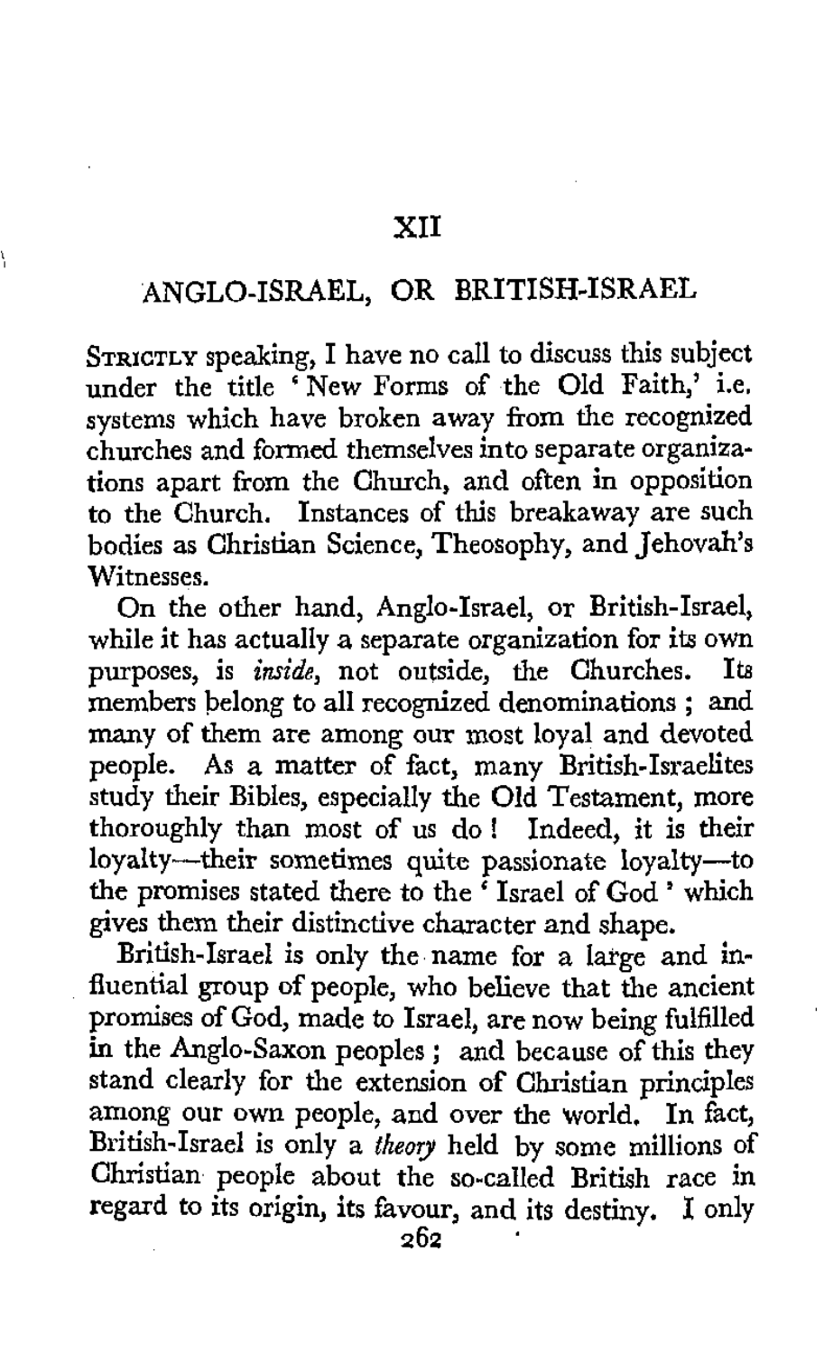# XII

## ANGLO-ISRAEL, OR BRITISH-ISRAEL

STRICTLY speaking, I have no call to discuss this subject under the title 'New Forms of the Old Faith,' i.e. systems which have broken away from the recognized churches and formed themselves into separate organizations apart from the Church, and often in opposition to the Church. Instances of this breakaway are such bodies as Christian Science, Theosophy, and Jehovah's Witnesses.

On the other hand, Anglo-Israel, or British-Israel, while it has actually a separate organization for its own purposes, is *inside*, not outside, the Churches. Its members belong to all recognized denominations; and many of them are among our most loyal and devoted people. As a matter of fact, many British-Israelites study their Bibles, especially the Old Testament, more thoroughly than most of us do! Indeed, it is their loyalty—their sometimes quite passionate loyalty—to the promises stated there to the 'Israel of God' which gives them their distinctive character and shape.

British-Israel is only the name for a large and influential group of people, who believe that the ancient promises of God, made to Israel, are now being fulfilled in the Anglo-Saxon peoples; and because of this they stand clearly for the extension of Christian principles among our own people, and over the world. In fact, British-Israel is only a *theory* held by some millions of Christian people about the so-called British race in regard to its origin, its favour, and its destiny. I only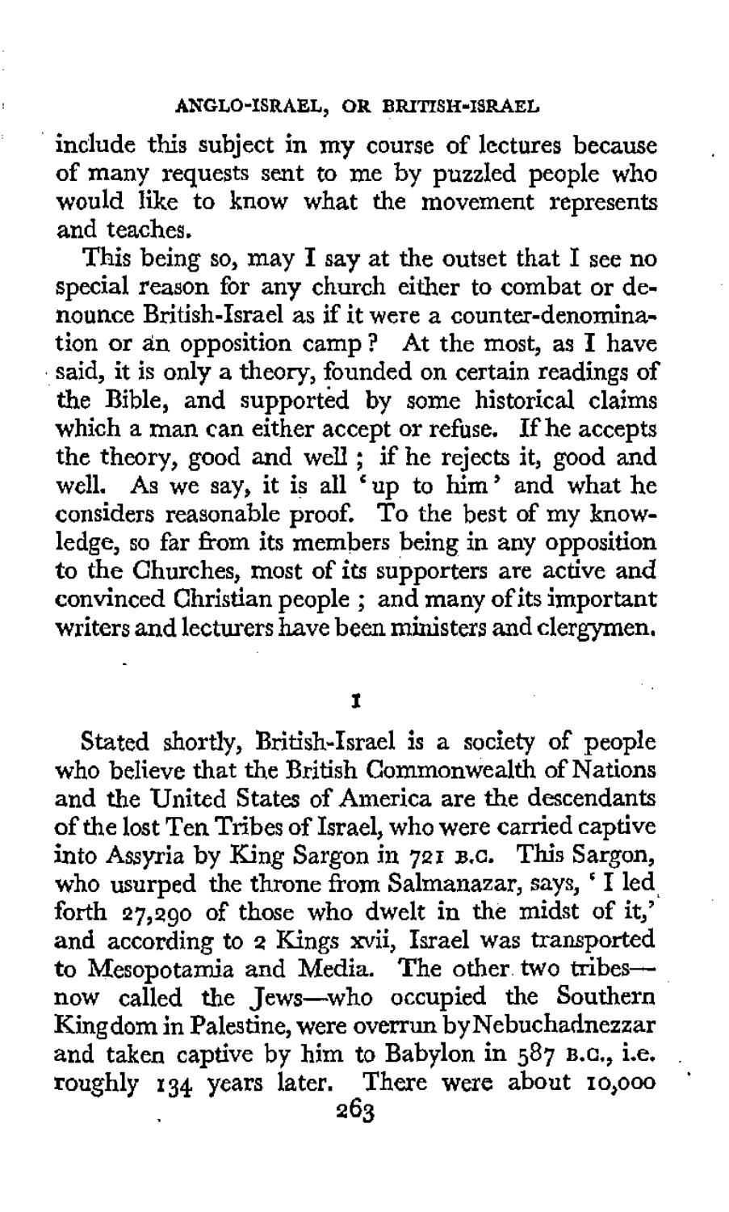include this subject in my course of lectures because of many requests sent to me by puzzled people who would like to know what the movement represents and teaches.

This being so, may I say at the outset that I see no special reason for any church either to combat or denounce British-Israel as if it were a counter-denomination or an opposition camp? At the most, as I have said, it is only a theory, founded on certain readings of the Bible, and supported by some historical claims which a man can either accept or refuse. If he accepts the theory, good and well; if he rejects it, good and well. As we say, it is all 'up to him' and what he considers reasonable proof. To the best of my knowledge, so far from its members being in any opposition to the Churches, most of its supporters are active and convinced Christian people; and many of its important writers and lecturers have been ministers and clergymen.

## I

Stated shortly, British-Israel is a society of people who believe that the British Commonwealth of Nations and the United States of America are the descendants of the lost Ten Tribes of Israel, who were carried captive into Assyria by King Sargon in 721 B.C. This Sargon, who usurped the throne from Salmanazar, says, 'I led forth 27,290 of those who dwelt in the midst of it,' and according to 2 Kings xvii, Israel was transported to Mesopotamia and Media. The other two tribes—now called the Jews—who occupied the Southern Kingdom in Palestine, were overrun by Nebuchadnezzar and taken captive by him to Babylon in 587 B.C., i.e. roughly 134 years later. There were about 10,000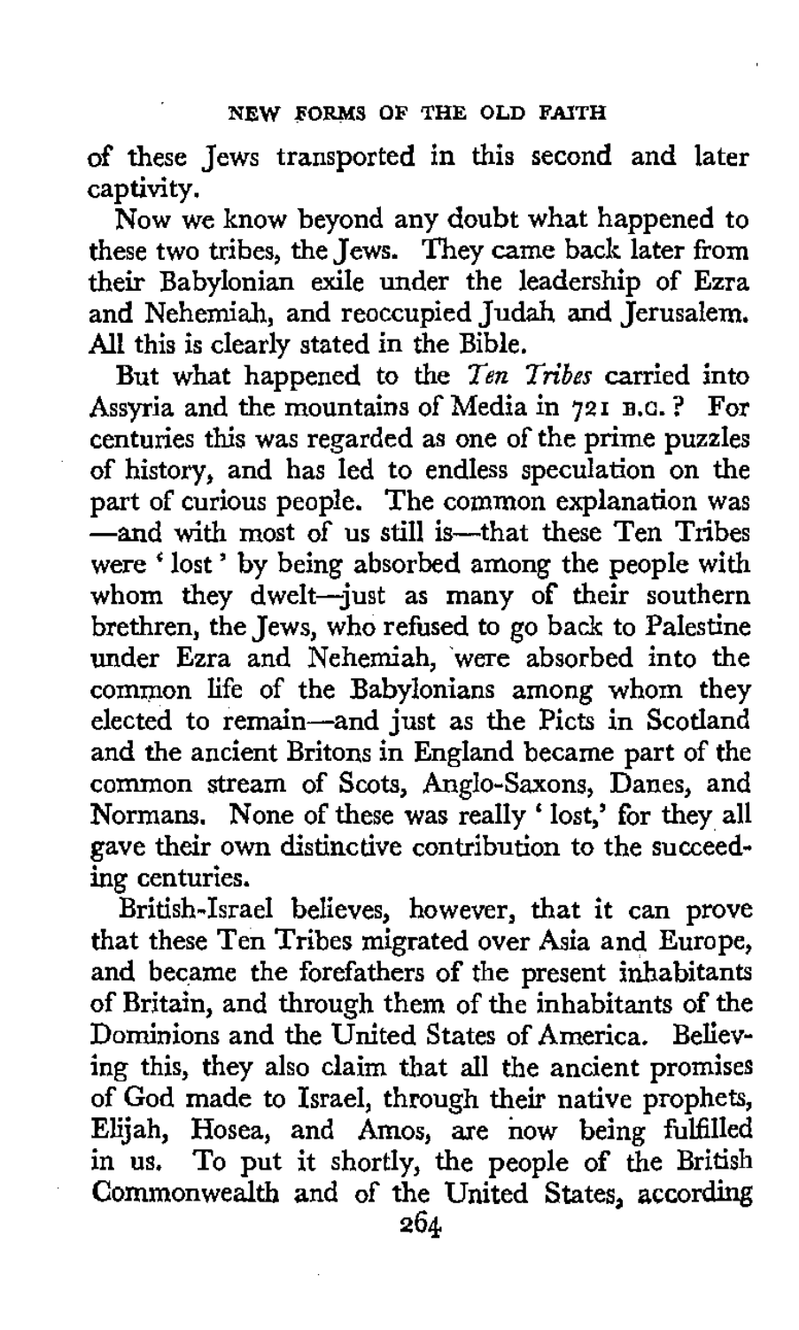of these Jews transported in this second and later captivity.

Now we know beyond any doubt what happened to these two tribes, the Jews. They came back later from their Babylonian exile under the leadership of Ezra and Nehemiah, and reoccupied Judah and Jerusalem. All this is clearly stated in the Bible.

But what happened to the *Ten Tribes* carried into Assyria and the mountains of Media in 721 B.C.? For centuries this was regarded as one of the prime puzzles of history, and has led to endless speculation on the part of curious people. The common explanation was —and with most of us still is—that these Ten Tribes were 'lost' by being absorbed among the people with whom they dwelt—just as many of their southern brethren, the Jews, who refused to go back to Palestine under Ezra and Nehemiah, were absorbed into the common life of the Babylonians among whom they elected to remain—and just as the Picts in Scotland and the ancient Britons in England became part of the common stream of Scots, Anglo-Saxons, Danes, and Normans. None of these was really 'lost,' for they all gave their own distinctive contribution to the succeeding centuries.

British-Israel believes, however, that it can prove that these Ten Tribes migrated over Asia and Europe, and became the forefathers of the present inhabitants of Britain, and through them of the inhabitants of the Dominions and the United States of America. Believing this, they also claim that all the ancient promises of God made to Israel, through their native prophets, Elijah, Hosea, and Amos, are now being fulfilled in us. To put it shortly, the people of the British Commonwealth and of the United States, according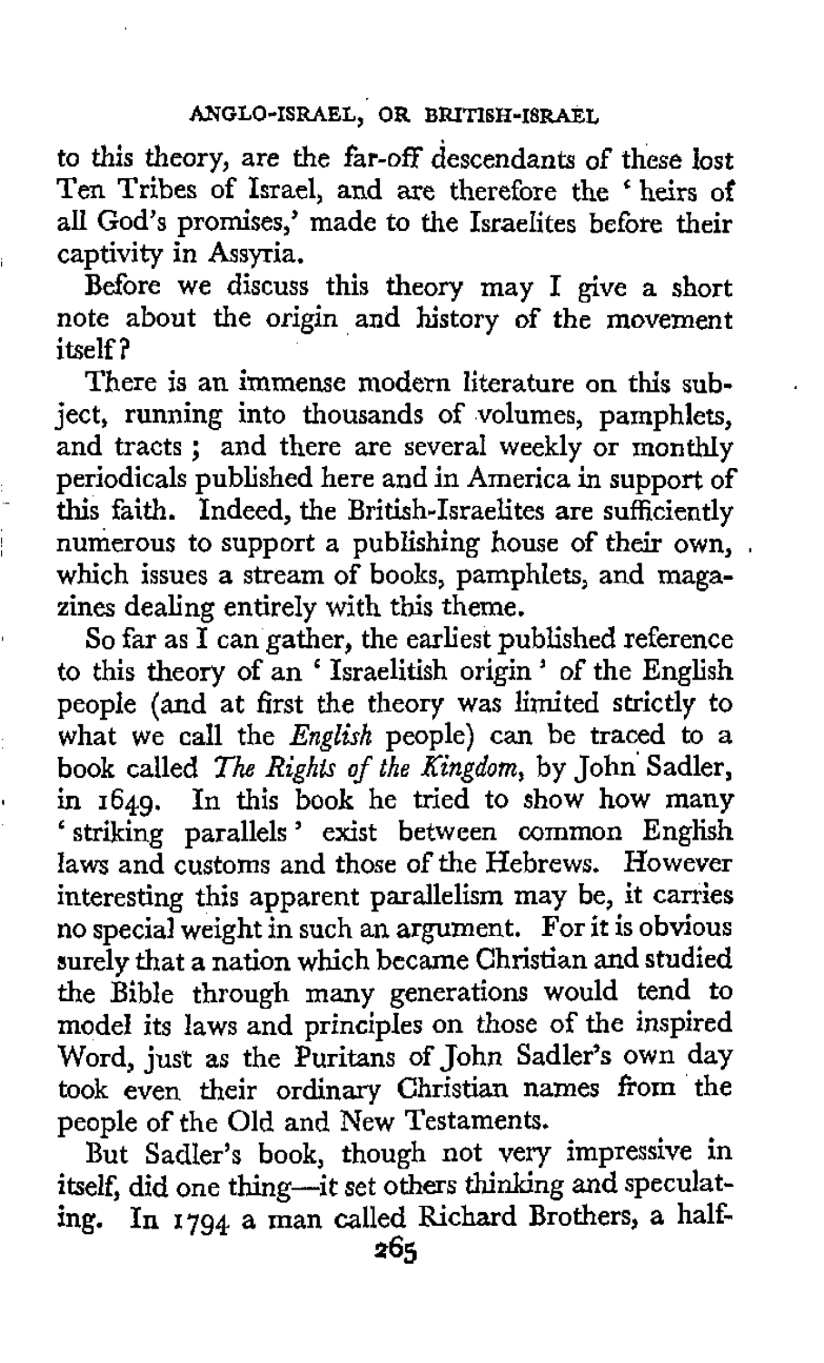to this theory, are the far-off descendants of these lost Ten Tribes of Israel, and are therefore the 'heirs of all God's promises,' made to the Israelites before their captivity in Assyria.

Before we discuss this theory may I give a short note about the origin and history of the movement itself?

There is an immense modern literature on this subject, running into thousands of volumes, pamphlets, and tracts; and there are several weekly or monthly periodicals published here and in America in support of this faith. Indeed, the British-Israelites are sufficiently numerous to support a publishing house of their own, which issues a stream of books, pamphlets, and magazines dealing entirely with this theme.

So far as I can gather, the earliest published reference to this theory of an 'Israelitish origin' of the English people (and at first the theory was limited strictly to what we call the *English* people) can be traced to a book called *The Rights of the Kingdom*, by John Sadler, in 1649. In this book he tried to show how many 'striking parallels' exist between common English laws and customs and those of the Hebrews. However interesting this apparent parallelism may be, it carries no special weight in such an argument. For it is obvious surely that a nation which became Christian and studied the Bible through many generations would tend to model its laws and principles on those of the inspired Word, just as the Puritans of John Sadler's own day took even their ordinary Christian names from the people of the Old and New Testaments.

But Sadler's book, though not very impressive in itself, did one thing—it set others thinking and speculating. In 1794 a man called Richard Brothers, a half-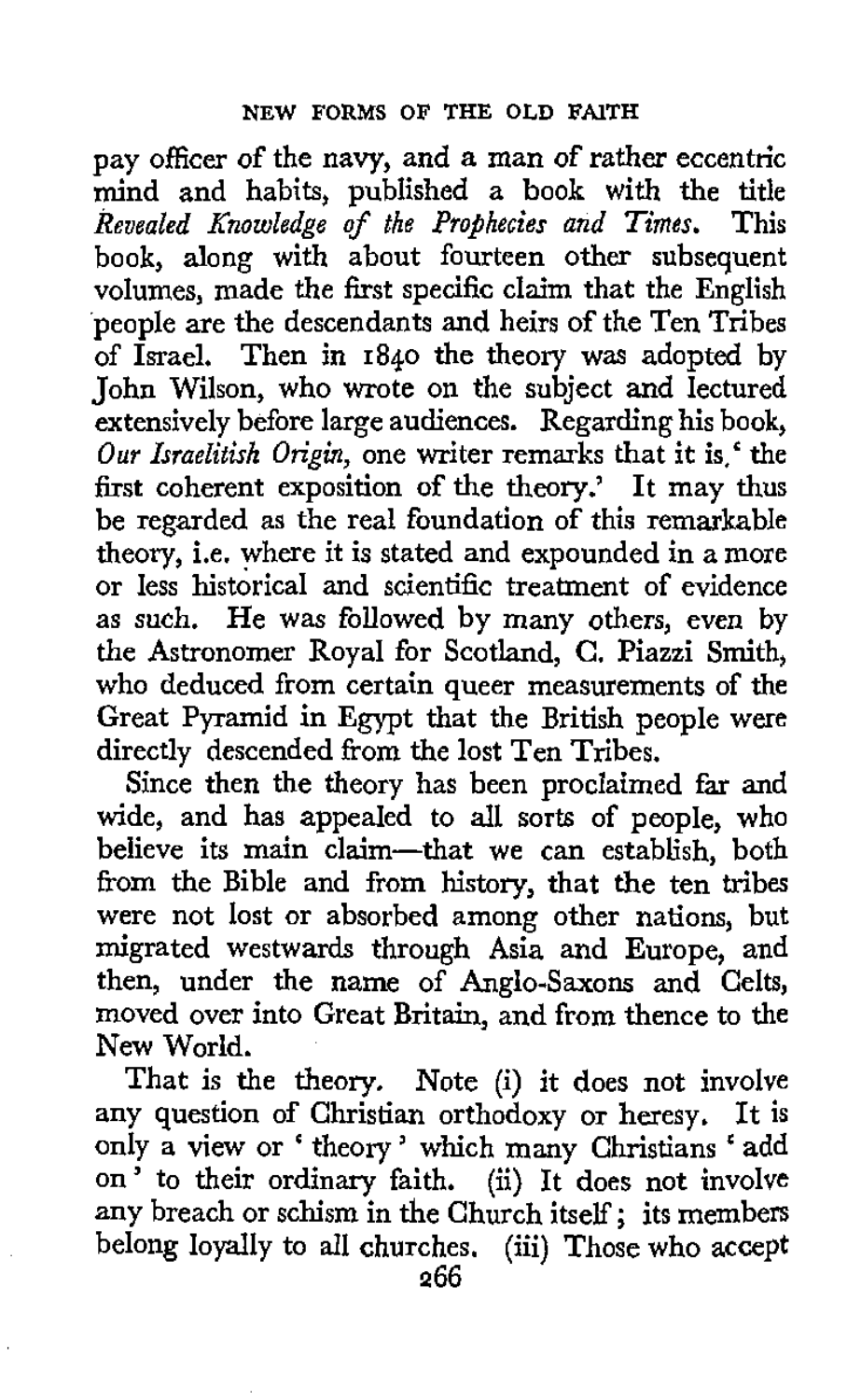pay officer of the navy, and a man of rather eccentric mind and habits, published a book with the title *Revealed Knowledge of the Prophecies and Times*. This book, along with about fourteen other subsequent volumes, made the first specific claim that the English people are the descendants and heirs of the Ten Tribes of Israel. Then in 1840 the theory was adopted by John Wilson, who wrote on the subject and lectured extensively before large audiences. Regarding his book, *Our Israelitish Origin*, one writer remarks that it is, 'the first coherent exposition of the theory.' It may thus be regarded as the real foundation of this remarkable theory, i.e. where it is stated and expounded in a more or less historical and scientific treatment of evidence as such. He was followed by many others, even by the Astronomer Royal for Scotland, C. Piazzi Smith, who deduced from certain queer measurements of the Great Pyramid in Egypt that the British people were directly descended from the lost Ten Tribes.

Since then the theory has been proclaimed far and wide, and has appealed to all sorts of people, who believe its main claim—that we can establish, both from the Bible and from history, that the ten tribes were not lost or absorbed among other nations, but migrated westwards through Asia and Europe, and then, under the name of Anglo-Saxons and Celts, moved over into Great Britain, and from thence to the New World.

That is the theory. Note (i) it does not involve any question of Christian orthodoxy or heresy. It is only a view or 'theory' which many Christians 'add on' to their ordinary faith. (ii) It does not involve any breach or schism in the Church itself; its members belong loyally to all churches. (iii) Those who accept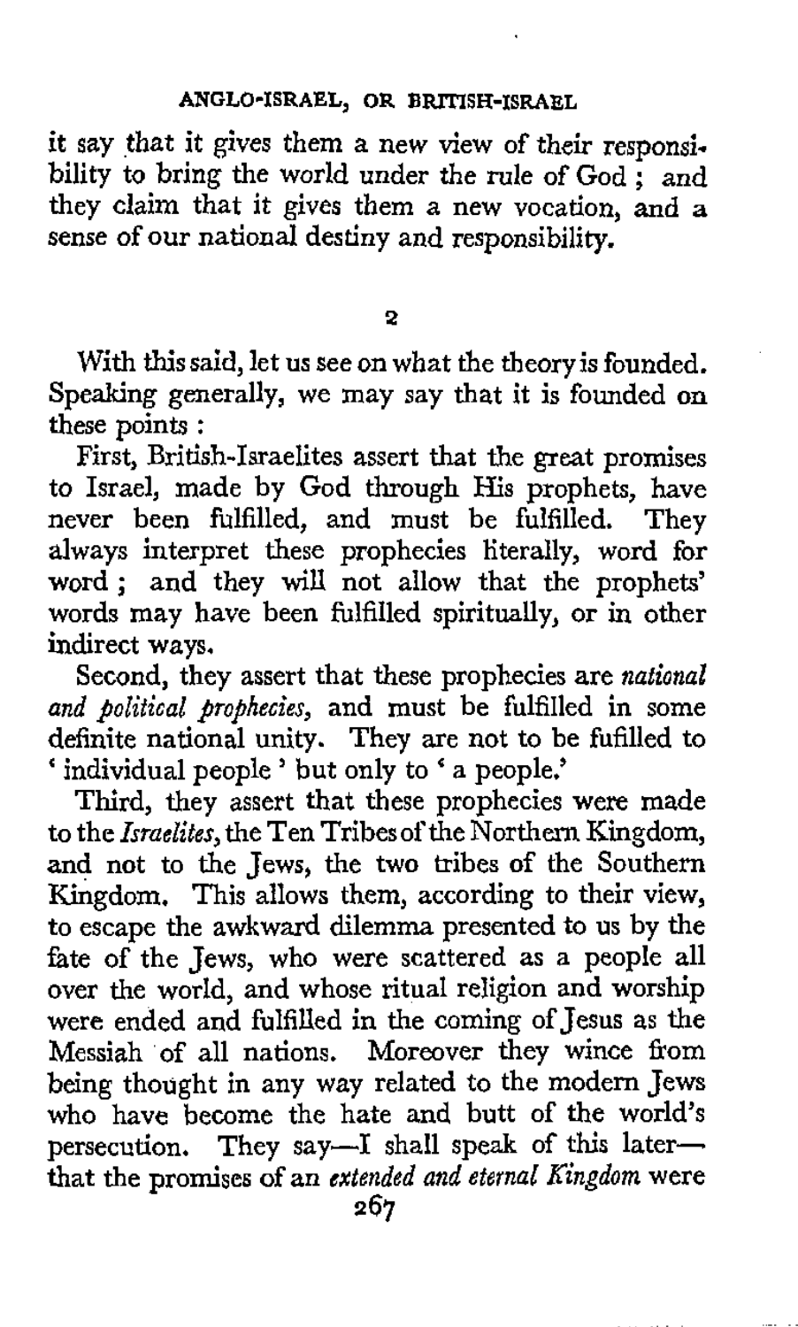it say that it gives them a new view of their responsibility to bring the world under the rule of God; and they claim that it gives them a new vocation, and a sense of our national destiny and responsibility.

## 2

With this said, let us see on what the theory is founded. Speaking generally, we may say that it is founded on these points:

First, British-Israelites assert that the great promises to Israel, made by God through His prophets, have never been fulfilled, and must be fulfilled. They always interpret these prophecies literally, word for word; and they will not allow that the prophets' words may have been fulfilled spiritually, or in other indirect ways.

Second, they assert that these prophecies are *national and political prophecies*, and must be fulfilled in some definite national unity. They are not to be fufilled to 'individual people' but only to 'a people.'

Third, they assert that these prophecies were made to the *Israelites*, the Ten Tribes of the Northern Kingdom, and not to the Jews, the two tribes of the Southern Kingdom. This allows them, according to their view, to escape the awkward dilemma presented to us by the fate of the Jews, who were scattered as a people all over the world, and whose ritual religion and worship were ended and fulfilled in the coming of Jesus as the Messiah of all nations. Moreover they wince from being thought in any way related to the modern Jews who have become the hate and butt of the world's persecution. They say—I shall speak of this later—that the promises of an *extended and eternal Kingdom* were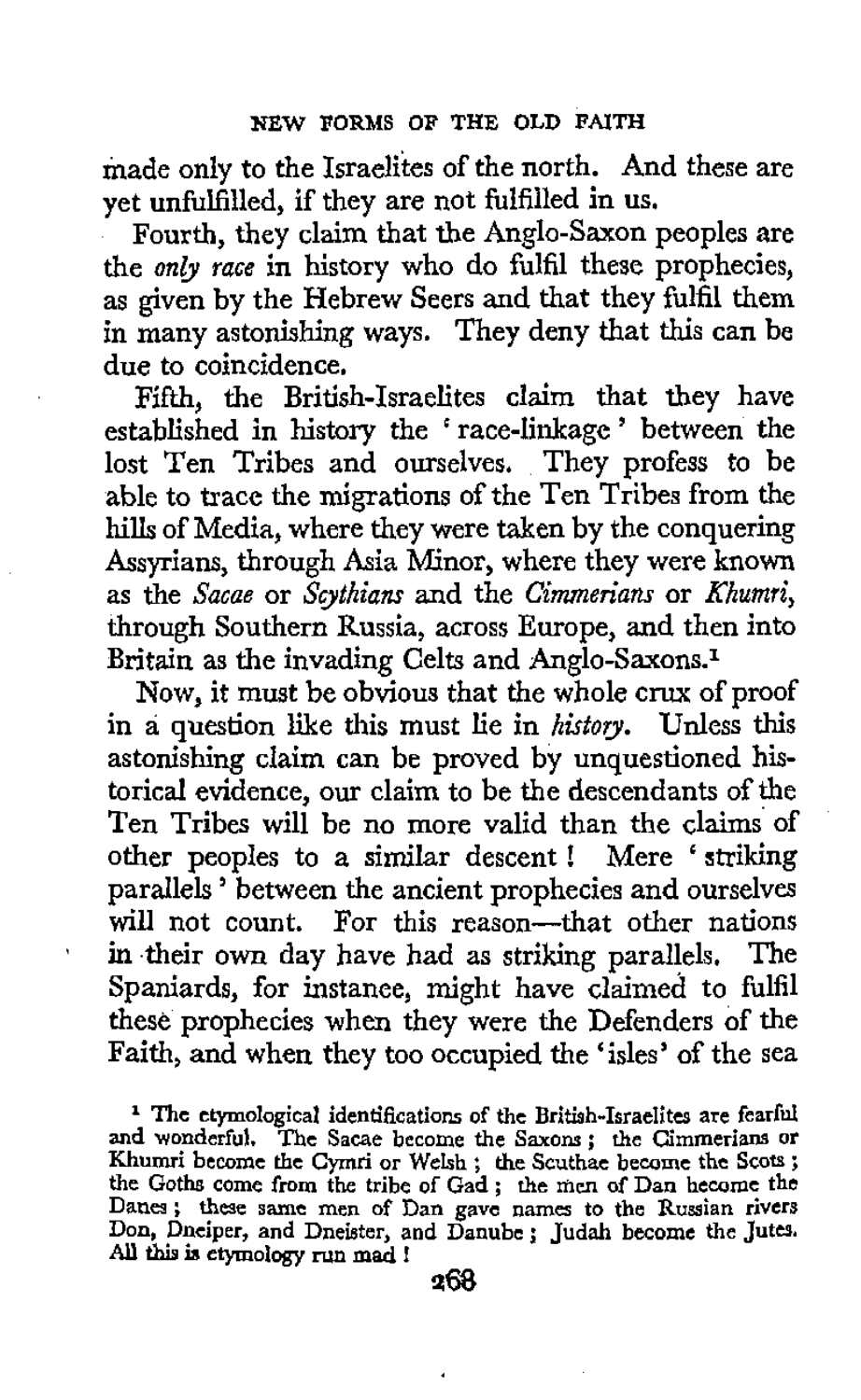made only to the Israelites of the north. And these are yet unfulfilled, if they are not fulfilled in us.

Fourth, they claim that the Anglo-Saxon peoples are the *only race* in history who do fulfil these prophecies, as given by the Hebrew Seers and that they fulfil them in many astonishing ways. They deny that this can be due to coincidence.

Fifth, the British-Israelites claim that they have established in history the 'race-linkage' between the lost Ten Tribes and ourselves. They profess to be able to trace the migrations of the Ten Tribes from the hills of Media, where they were taken by the conquering Assyrians, through Asia Minor, where they were known as the *Sacae* or *Scythians* and the *Cimmerians* or *Khumri*, through Southern Russia, across Europe, and then into Britain as the invading Celts and Anglo-Saxons.[1]

Now, it must be obvious that the whole crux of proof in a question like this must lie in *history*. Unless this astonishing claim can be proved by unquestioned historical evidence, our claim to be the descendants of the Ten Tribes will be no more valid than the claims of other peoples to a similar descent! Mere 'striking parallels' between the ancient prophecies and ourselves will not count. For this reason—that other nations in their own day have had as striking parallels. The Spaniards, for instance, might have claimed to fulfil these prophecies when they were the Defenders of the Faith, and when they too occupied the 'isles' of the sea

[1] The etymological identifications of the British-Israelites are fearful and wonderful. The Sacae become the Saxons; the Cimmerians or Khumri become the Cymri or Welsh; the Scuthae become the Scots; the Goths come from the tribe of Gad; the men of Dan become the Danes; these same men of Dan gave names to the Russian rivers Don, Dneiper, and Dneister, and Danube; Judah become the Jutes. All this is etymology run mad!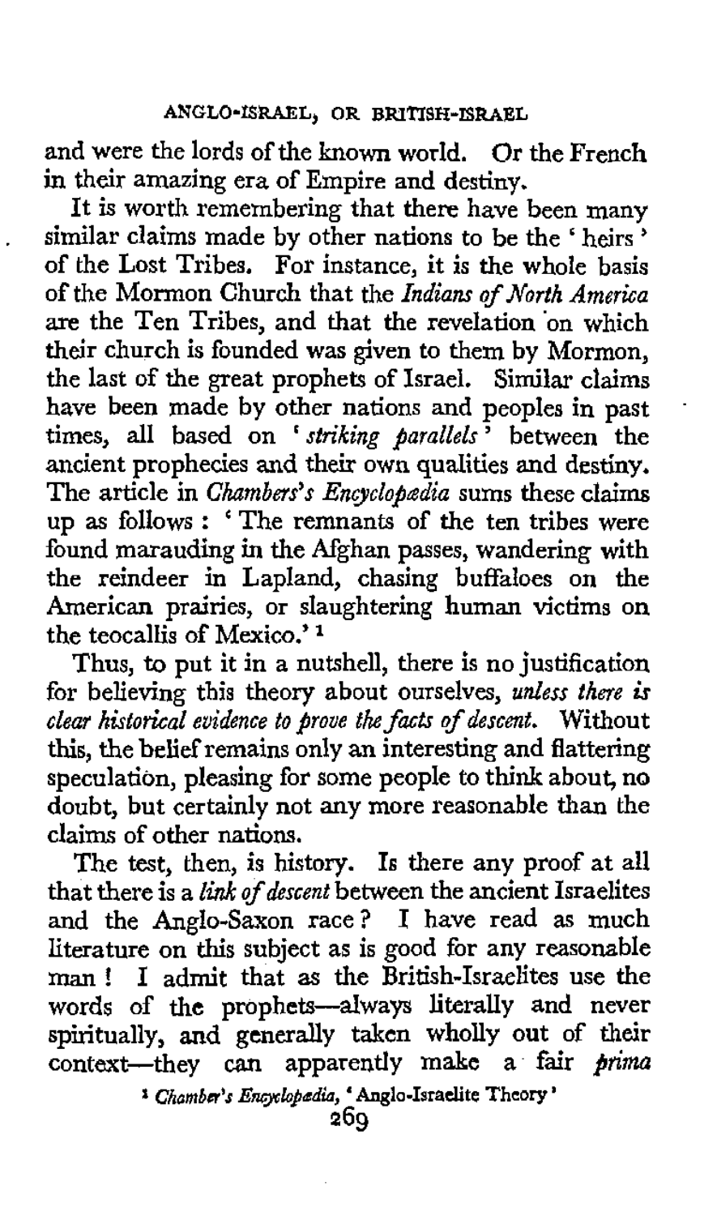and were the lords of the known world. Or the French in their amazing era of Empire and destiny.

It is worth remembering that there have been many similar claims made by other nations to be the 'heirs' of the Lost Tribes. For instance, it is the whole basis of the Mormon Church that the *Indians of North America* are the Ten Tribes, and that the revelation on which their church is founded was given to them by Mormon, the last of the great prophets of Israel. Similar claims have been made by other nations and peoples in past times, all based on '*striking parallels*' between the ancient prophecies and their own qualities and destiny. The article in *Chambers's Encyclopædia* sums these claims up as follows: 'The remnants of the ten tribes were found marauding in the Afghan passes, wandering with the reindeer in Lapland, chasing buffaloes on the American prairies, or slaughtering human victims on the teocallis of Mexico.' [1]

Thus, to put it in a nutshell, there is no justification for believing this theory about ourselves, *unless there is clear historical evidence to prove the facts of descent.* Without this, the belief remains only an interesting and flattering speculation, pleasing for some people to think about, no doubt, but certainly not any more reasonable than the claims of other nations.

The test, then, is history. Is there any proof at all that there is a *link of descent* between the ancient Israelites and the Anglo-Saxon race? I have read as much literature on this subject as is good for any reasonable man! I admit that as the British-Israelites use the words of the prophets—always literally and never spiritually, and generally taken wholly out of their context—they can apparently make a fair *prima*

[1] *Chamber's Encyclopædia*, 'Anglo-Israelite Theory'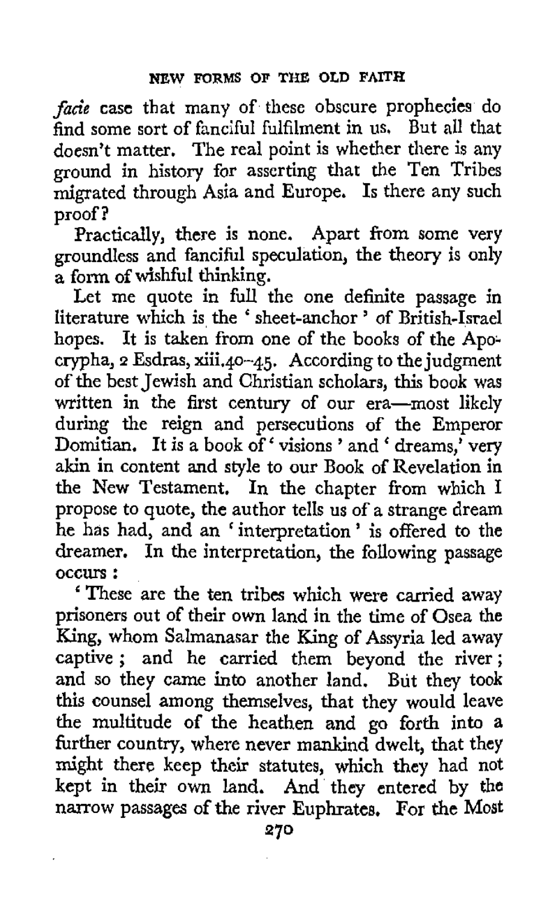*facie* case that many of these obscure prophecies do find some sort of fanciful fulfilment in us. But all that doesn't matter. The real point is whether there is any ground in history for asserting that the Ten Tribes migrated through Asia and Europe. Is there any such proof?

Practically, there is none. Apart from some very groundless and fanciful speculation, the theory is only a form of wishful thinking.

Let me quote in full the one definite passage in literature which is the 'sheet-anchor' of British-Israel hopes. It is taken from one of the books of the Apocrypha, 2 Esdras, xiii.40–45. According to the judgment of the best Jewish and Christian scholars, this book was written in the first century of our era—most likely during the reign and persecutions of the Emperor Domitian. It is a book of 'visions' and 'dreams,' very akin in content and style to our Book of Revelation in the New Testament. In the chapter from which I propose to quote, the author tells us of a strange dream he has had, and an 'interpretation' is offered to the dreamer. In the interpretation, the following passage occurs:

'These are the ten tribes which were carried away prisoners out of their own land in the time of Osea the King, whom Salmanasar the King of Assyria led away captive; and he carried them beyond the river; and so they came into another land. But they took this counsel among themselves, that they would leave the multitude of the heathen and go forth into a further country, where never mankind dwelt, that they might there keep their statutes, which they had not kept in their own land. And they entered by the narrow passages of the river Euphrates. For the Most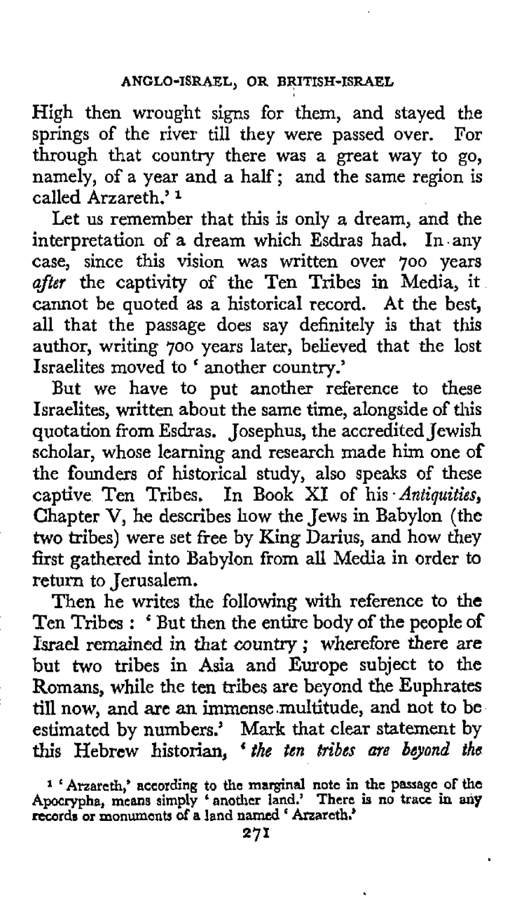High then wrought signs for them, and stayed the springs of the river till they were passed over. For through that country there was a great way to go, namely, of a year and a half; and the same region is called Arzareth.'[1]

Let us remember that this is only a dream, and the interpretation of a dream which Esdras had. In any case, since this vision was written over 700 years *after* the captivity of the Ten Tribes in Media, it cannot be quoted as a historical record. At the best, all that the passage does say definitely is that this author, writing 700 years later, believed that the lost Israelites moved to 'another country.'

But we have to put another reference to these Israelites, written about the same time, alongside of this quotation from Esdras. Josephus, the accredited Jewish scholar, whose learning and research made him one of the founders of historical study, also speaks of these captive Ten Tribes. In Book XI of his *Antiquities*, Chapter V, he describes how the Jews in Babylon (the two tribes) were set free by King Darius, and how they first gathered into Babylon from all Media in order to return to Jerusalem.

Then he writes the following with reference to the Ten Tribes: 'But then the entire body of the people of Israel remained in that country; wherefore there are but two tribes in Asia and Europe subject to the Romans, while the ten tribes are beyond the Euphrates till now, and are an immense multitude, and not to be estimated by numbers.' Mark that clear statement by this Hebrew historian, '*the ten tribes are beyond the*

[1] 'Arzareth,' according to the marginal note in the passage of the Apocrypha, means simply 'another land.' There is no trace in any records or monuments of a land named 'Arzareth.'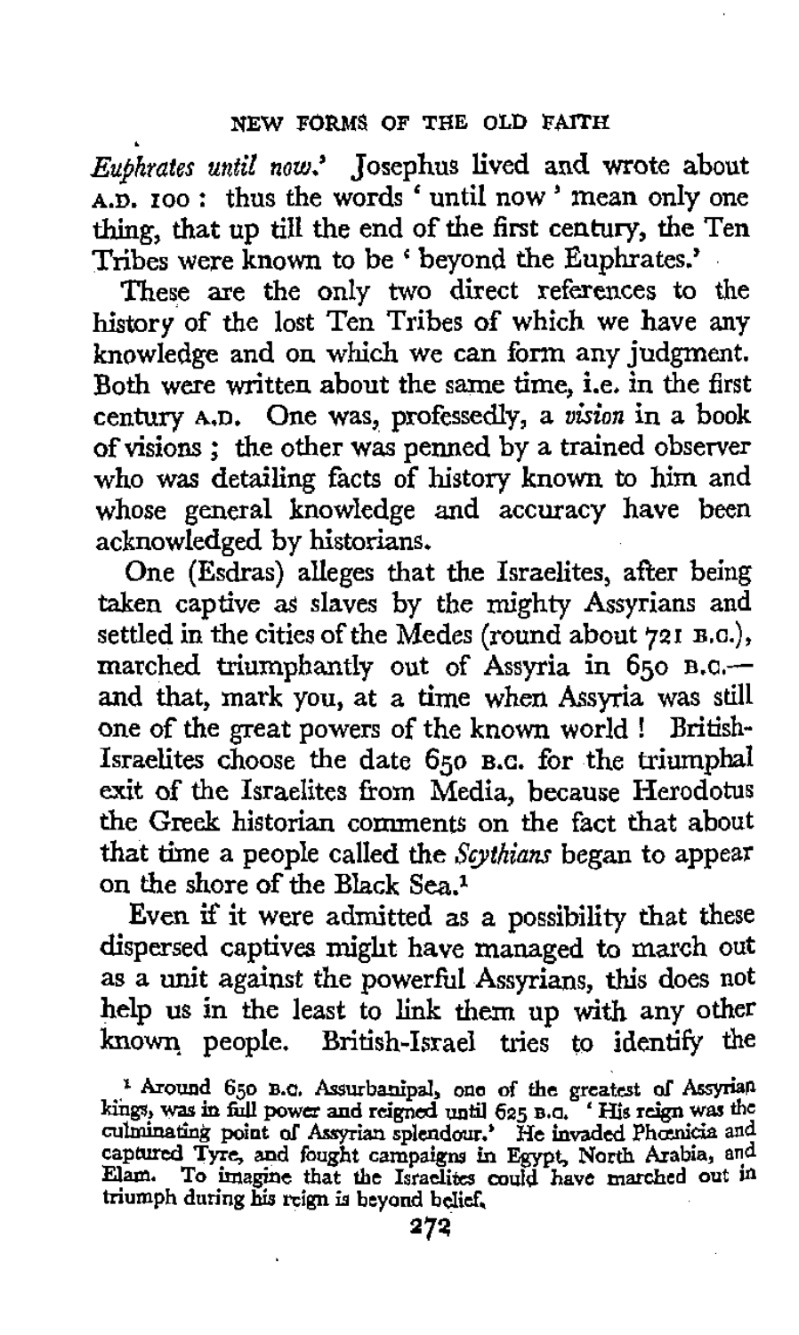*Euphrates until now.*' Josephus lived and wrote about A.D. 100: thus the words 'until now' mean only one thing, that up till the end of the first century, the Ten Tribes were known to be 'beyond the Euphrates.'

These are the only two direct references to the history of the lost Ten Tribes of which we have any knowledge and on which we can form any judgment. Both were written about the same time, i.e. in the first century A.D. One was, professedly, a *vision* in a book of visions; the other was penned by a trained observer who was detailing facts of history known to him and whose general knowledge and accuracy have been acknowledged by historians.

One (Esdras) alleges that the Israelites, after being taken captive as slaves by the mighty Assyrians and settled in the cities of the Medes (round about 721 B.C.), marched triumphantly out of Assyria in 650 B.C.—and that, mark you, at a time when Assyria was still one of the great powers of the known world! British-Israelites choose the date 650 B.C. for the triumphal exit of the Israelites from Media, because Herodotus the Greek historian comments on the fact that about that time a people called the *Scythians* began to appear on the shore of the Black Sea.[1]

Even if it were admitted as a possibility that these dispersed captives might have managed to march out as a unit against the powerful Assyrians, this does not help us in the least to link them up with any other known people. British-Israel tries to identify the

[1] Around 650 B.C. Assurbanipal, one of the greatest of Assyrian kings, was in full power and reigned until 625 B.C. 'His reign was the culminating point of Assyrian splendour.' He invaded Phœnicia and captured Tyre, and fought campaigns in Egypt, North Arabia, and Elam. To imagine that the Israelites could have marched out in triumph during his reign is beyond belief.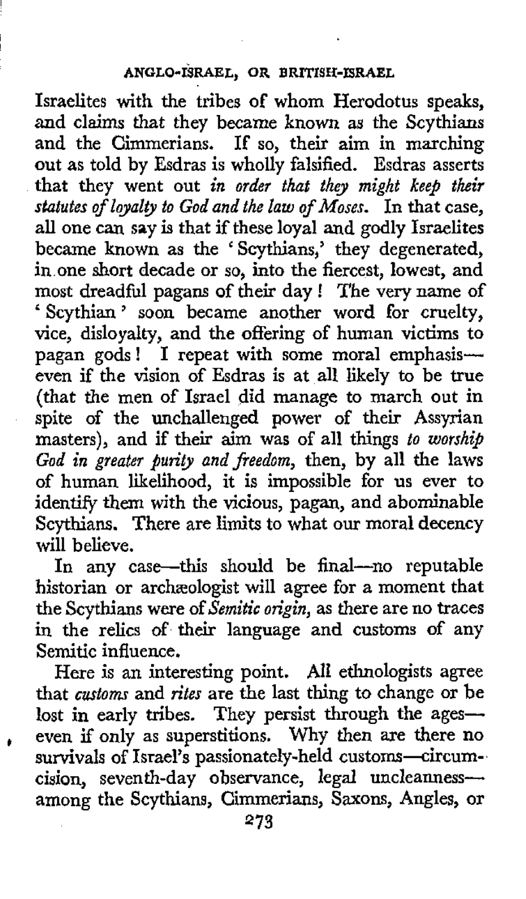Israelites with the tribes of whom Herodotus speaks, and claims that they became known as the Scythians and the Cimmerians. If so, their aim in marching out as told by Esdras is wholly falsified. Esdras asserts that they went out *in order that they might keep their statutes of loyalty to God and the law of Moses.* In that case, all one can say is that if these loyal and godly Israelites became known as the 'Scythians,' they degenerated, in one short decade or so, into the fiercest, lowest, and most dreadful pagans of their day! The very name of 'Scythian' soon became another word for cruelty, vice, disloyalty, and the offering of human victims to pagan gods! I repeat with some moral emphasis—even if the vision of Esdras is at all likely to be true (that the men of Israel did manage to march out in spite of the unchallenged power of their Assyrian masters), and if their aim was of all things *to worship God in greater purity and freedom,* then, by all the laws of human likelihood, it is impossible for us ever to identify them with the vicious, pagan, and abominable Scythians. There are limits to what our moral decency will believe.

In any case—this should be final—no reputable historian or archæologist will agree for a moment that the Scythians were of *Semitic origin,* as there are no traces in the relics of their language and customs of any Semitic influence.

Here is an interesting point. All ethnologists agree that *customs* and *rites* are the last thing to change or be lost in early tribes. They persist through the ages—even if only as superstitions. Why then are there no survivals of Israel's passionately-held customs—circumcision, seventh-day observance, legal uncleanness—among the Scythians, Cimmerians, Saxons, Angles, or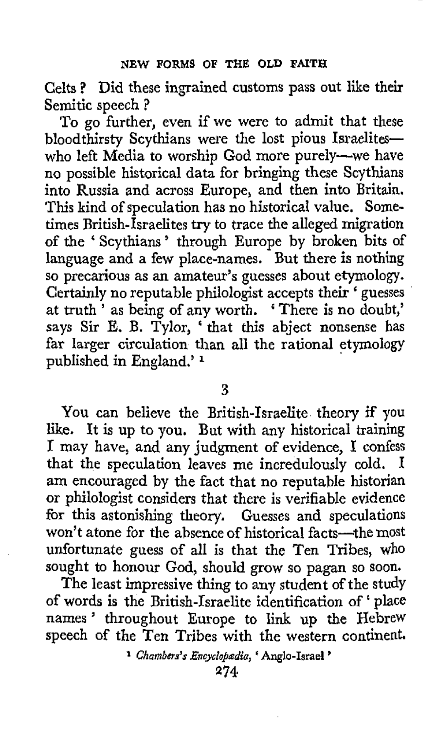Celts? Did these ingrained customs pass out like their Semitic speech?

To go further, even if we were to admit that these bloodthirsty Scythians were the lost pious Israelites—who left Media to worship God more purely—we have no possible historical data for bringing these Scythians into Russia and across Europe, and then into Britain. This kind of speculation has no historical value. Sometimes British-Israelites try to trace the alleged migration of the 'Scythians' through Europe by broken bits of language and a few place-names. But there is nothing so precarious as an amateur's guesses about etymology. Certainly no reputable philologist accepts their 'guesses at truth' as being of any worth. 'There is no doubt,' says Sir E. B. Tylor, 'that this abject nonsense has far larger circulation than all the rational etymology published in England.' [1]

3

You can believe the British-Israelite theory if you like. It is up to you. But with any historical training I may have, and any judgment of evidence, I confess that the speculation leaves me incredulously cold. I am encouraged by the fact that no reputable historian or philologist considers that there is verifiable evidence for this astonishing theory. Guesses and speculations won't atone for the absence of historical facts—the most unfortunate guess of all is that the Ten Tribes, who sought to honour God, should grow so pagan so soon.

The least impressive thing to any student of the study of words is the British-Israelite identification of 'place names' throughout Europe to link up the Hebrew speech of the Ten Tribes with the western continent.

[1] *Chambers's Encyclopædia*, 'Anglo-Israel'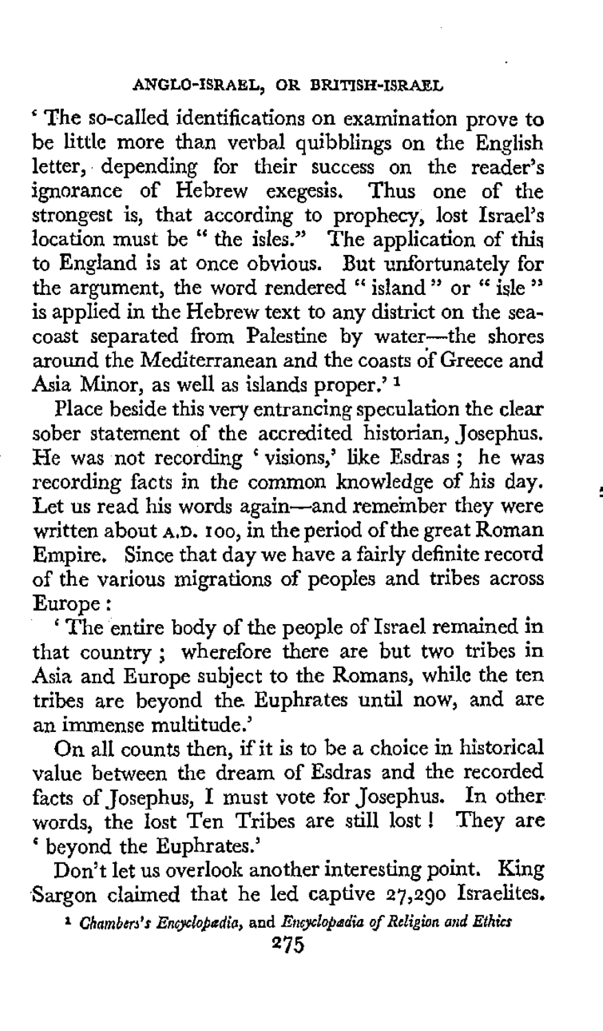'The so-called identifications on examination prove to be little more than verbal quibblings on the English letter, depending for their success on the reader's ignorance of Hebrew exegesis. Thus one of the strongest is, that according to prophecy, lost Israel's location must be "the isles." The application of this to England is at once obvious. But unfortunately for the argument, the word rendered "island" or "isle" is applied in the Hebrew text to any district on the sea-coast separated from Palestine by water—the shores around the Mediterranean and the coasts of Greece and Asia Minor, as well as islands proper.'[1]

Place beside this very entrancing speculation the clear sober statement of the accredited historian, Josephus. He was not recording 'visions,' like Esdras; he was recording facts in the common knowledge of his day. Let us read his words again—and remember they were written about A.D. 100, in the period of the great Roman Empire. Since that day we have a fairly definite record of the various migrations of peoples and tribes across Europe:

'The entire body of the people of Israel remained in that country; wherefore there are but two tribes in Asia and Europe subject to the Romans, while the ten tribes are beyond the Euphrates until now, and are an immense multitude.'

On all counts then, if it is to be a choice in historical value between the dream of Esdras and the recorded facts of Josephus, I must vote for Josephus. In other words, the lost Ten Tribes are still lost! They are 'beyond the Euphrates.'

Don't let us overlook another interesting point. King Sargon claimed that he led captive 27,290 Israelites.

[1] *Chambers's Encyclopædia*, and *Encyclopædia of Religion and Ethics*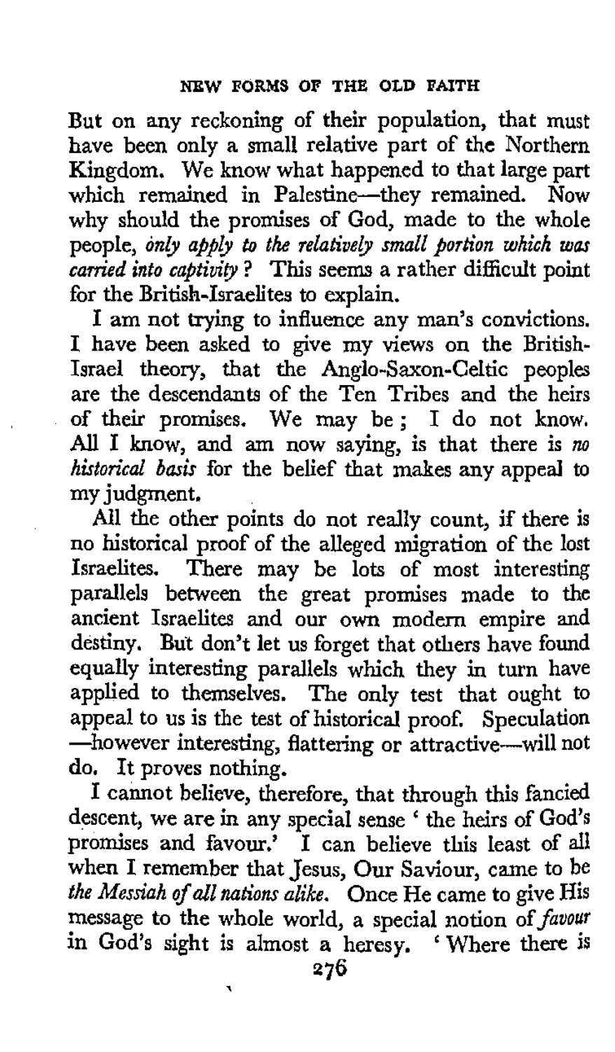But on any reckoning of their population, that must have been only a small relative part of the Northern Kingdom. We know what happened to that large part which remained in Palestine—they remained. Now why should the promises of God, made to the whole people, *only apply to the relatively small portion which was carried into captivity*? This seems a rather difficult point for the British-Israelites to explain.

I am not trying to influence any man's convictions. I have been asked to give my views on the British-Israel theory, that the Anglo-Saxon-Celtic peoples are the descendants of the Ten Tribes and the heirs of their promises. We may be; I do not know. All I know, and am now saying, is that there is *no historical basis* for the belief that makes any appeal to my judgment.

All the other points do not really count, if there is no historical proof of the alleged migration of the lost Israelites. There may be lots of most interesting parallels between the great promises made to the ancient Israelites and our own modern empire and destiny. But don't let us forget that others have found equally interesting parallels which they in turn have applied to themselves. The only test that ought to appeal to us is the test of historical proof. Speculation—however interesting, flattering or attractive—will not do. It proves nothing.

I cannot believe, therefore, that through this fancied descent, we are in any special sense 'the heirs of God's promises and favour.' I can believe this least of all when I remember that Jesus, Our Saviour, came to be *the Messiah of all nations alike*. Once He came to give His message to the whole world, a special notion of *favour* in God's sight is almost a heresy. 'Where there is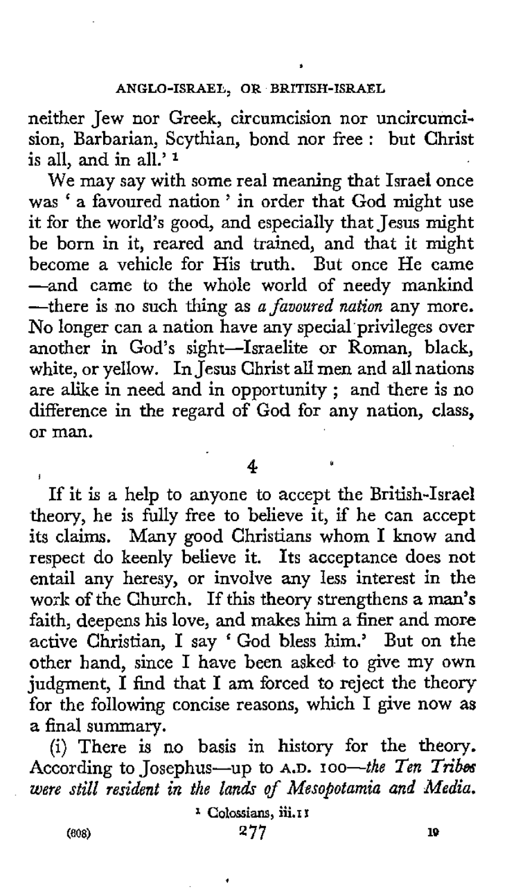neither Jew nor Greek, circumcision nor uncircumcision, Barbarian, Scythian, bond nor free: but Christ is all, and in all.'[1]

We may say with some real meaning that Israel once was 'a favoured nation' in order that God might use it for the world's good, and especially that Jesus might be born in it, reared and trained, and that it might become a vehicle for His truth. But once He came —and came to the whole world of needy mankind —there is no such thing as *a favoured nation* any more. No longer can a nation have any special privileges over another in God's sight—Israelite or Roman, black, white, or yellow. In Jesus Christ all men and all nations are alike in need and in opportunity; and there is no difference in the regard of God for any nation, class, or man.

## 4

If it is a help to anyone to accept the British-Israel theory, he is fully free to believe it, if he can accept its claims. Many good Christians whom I know and respect do keenly believe it. Its acceptance does not entail any heresy, or involve any less interest in the work of the Church. If this theory strengthens a man's faith, deepens his love, and makes him a finer and more active Christian, I say 'God bless him.' But on the other hand, since I have been asked to give my own judgment, I find that I am forced to reject the theory for the following concise reasons, which I give now as a final summary.

(i) There is no basis in history for the theory. According to Josephus—up to A.D. 100—*the Ten Tribes were still resident in the lands of Mesopotamia and Media.*

[1] Colossians, iii.11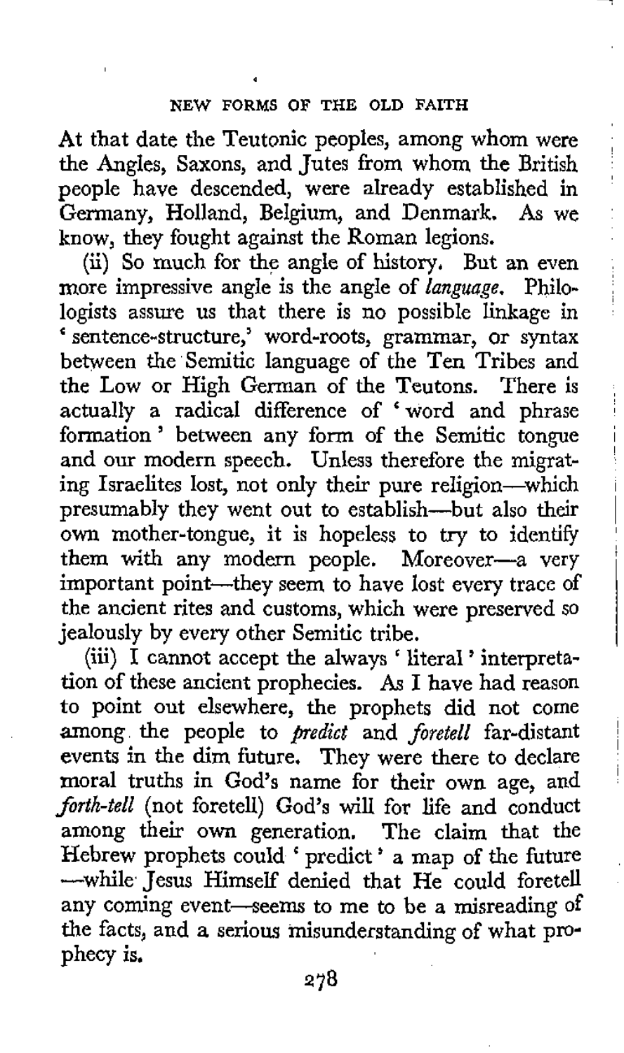At that date the Teutonic peoples, among whom were the Angles, Saxons, and Jutes from whom the British people have descended, were already established in Germany, Holland, Belgium, and Denmark. As we know, they fought against the Roman legions.

(ii) So much for the angle of history. But an even more impressive angle is the angle of *language*. Philologists assure us that there is no possible linkage in 'sentence-structure,' word-roots, grammar, or syntax between the Semitic language of the Ten Tribes and the Low or High German of the Teutons. There is actually a radical difference of 'word and phrase formation' between any form of the Semitic tongue and our modern speech. Unless therefore the migrating Israelites lost, not only their pure religion—which presumably they went out to establish—but also their own mother-tongue, it is hopeless to try to identify them with any modern people. Moreover—a very important point—they seem to have lost every trace of the ancient rites and customs, which were preserved so jealously by every other Semitic tribe.

(iii) I cannot accept the always 'literal' interpretation of these ancient prophecies. As I have had reason to point out elsewhere, the prophets did not come among the people to *predict* and *foretell* far-distant events in the dim future. They were there to declare moral truths in God's name for their own age, and *forth-tell* (not foretell) God's will for life and conduct among their own generation. The claim that the Hebrew prophets could 'predict' a map of the future—while Jesus Himself denied that He could foretell any coming event—seems to me to be a misreading of the facts, and a serious misunderstanding of what prophecy is.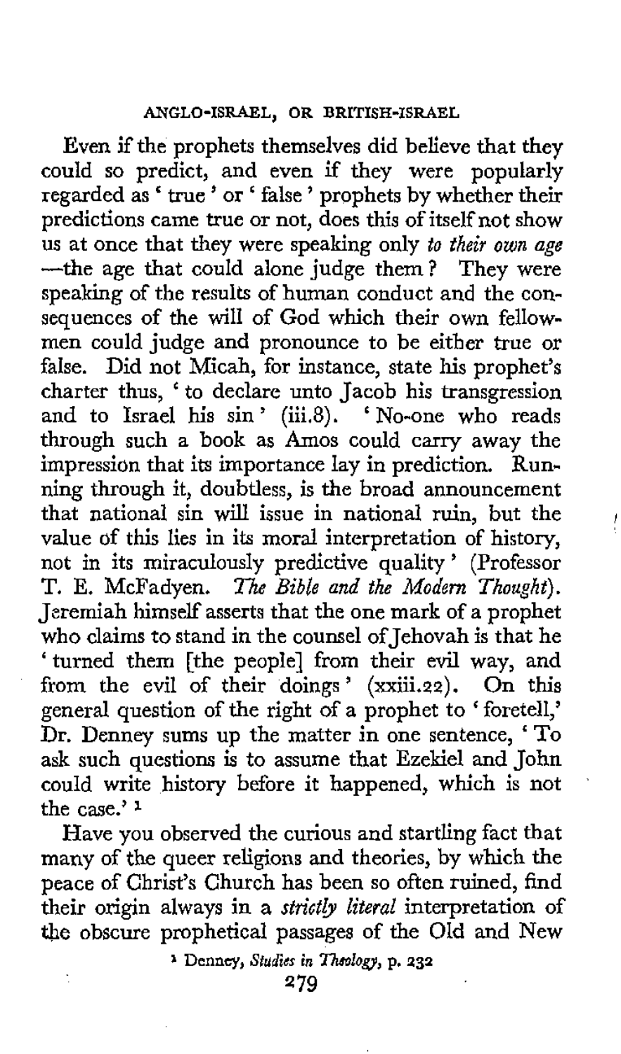Even if the prophets themselves did believe that they could so predict, and even if they were popularly regarded as 'true' or 'false' prophets by whether their predictions came true or not, does this of itself not show us at once that they were speaking only *to their own age*—the age that could alone judge them? They were speaking of the results of human conduct and the consequences of the will of God which their own fellowmen could judge and pronounce to be either true or false. Did not Micah, for instance, state his prophet's charter thus, 'to declare unto Jacob his transgression and to Israel his sin' (iii.8). 'No-one who reads through such a book as Amos could carry away the impression that its importance lay in prediction. Running through it, doubtless, is the broad announcement that national sin will issue in national ruin, but the value of this lies in its moral interpretation of history, not in its miraculously predictive quality' (Professor T. E. McFadyen. *The Bible and the Modern Thought*). Jeremiah himself asserts that the one mark of a prophet who claims to stand in the counsel of Jehovah is that he 'turned them [the people] from their evil way, and from the evil of their doings' (xxiii.22). On this general question of the right of a prophet to 'foretell,' Dr. Denney sums up the matter in one sentence, 'To ask such questions is to assume that Ezekiel and John could write history before it happened, which is not the case.' [1]

Have you observed the curious and startling fact that many of the queer religions and theories, by which the peace of Christ's Church has been so often ruined, find their origin always in a *strictly literal* interpretation of the obscure prophetical passages of the Old and New

[1] Denney, *Studies in Theology*, p. 232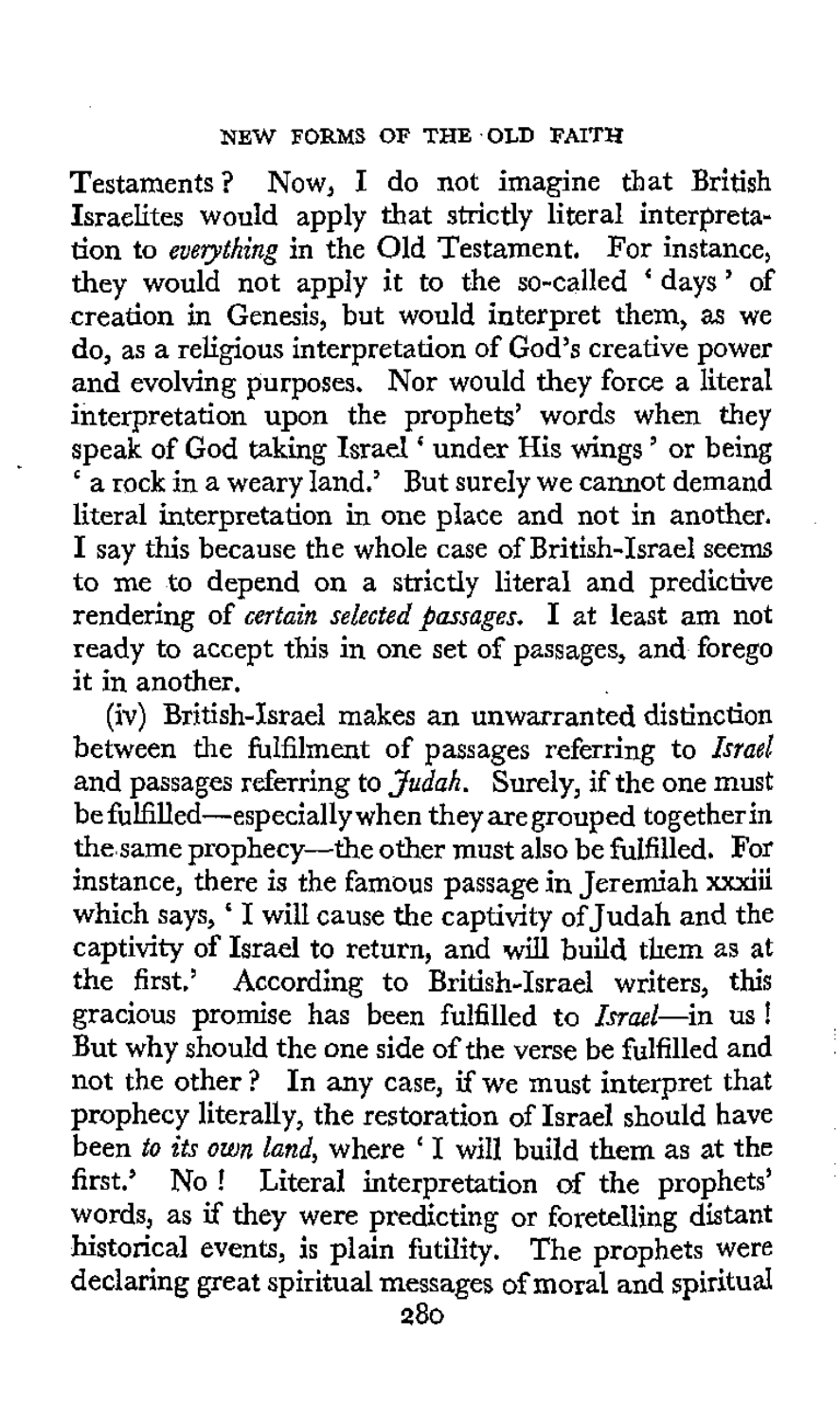Testaments? Now, I do not imagine that British Israelites would apply that strictly literal interpretation to *everything* in the Old Testament. For instance, they would not apply it to the so-called 'days' of creation in Genesis, but would interpret them, as we do, as a religious interpretation of God's creative power and evolving purposes. Nor would they force a literal interpretation upon the prophets' words when they speak of God taking Israel 'under His wings' or being 'a rock in a weary land.' But surely we cannot demand literal interpretation in one place and not in another. I say this because the whole case of British-Israel seems to me to depend on a strictly literal and predictive rendering of *certain selected passages*. I at least am not ready to accept this in one set of passages, and forego it in another.

(iv) British-Israel makes an unwarranted distinction between the fulfilment of passages referring to *Israel* and passages referring to *Judah*. Surely, if the one must be fulfilled—especially when they are grouped together in the same prophecy—the other must also be fulfilled. For instance, there is the famous passage in Jeremiah xxxiii which says, 'I will cause the captivity of Judah and the captivity of Israel to return, and will build them as at the first.' According to British-Israel writers, this gracious promise has been fulfilled to *Israel*—in us! But why should the one side of the verse be fulfilled and not the other? In any case, if we must interpret that prophecy literally, the restoration of Israel should have been *to its own land*, where 'I will build them as at the first.' No! Literal interpretation of the prophets' words, as if they were predicting or foretelling distant historical events, is plain futility. The prophets were declaring great spiritual messages of moral and spiritual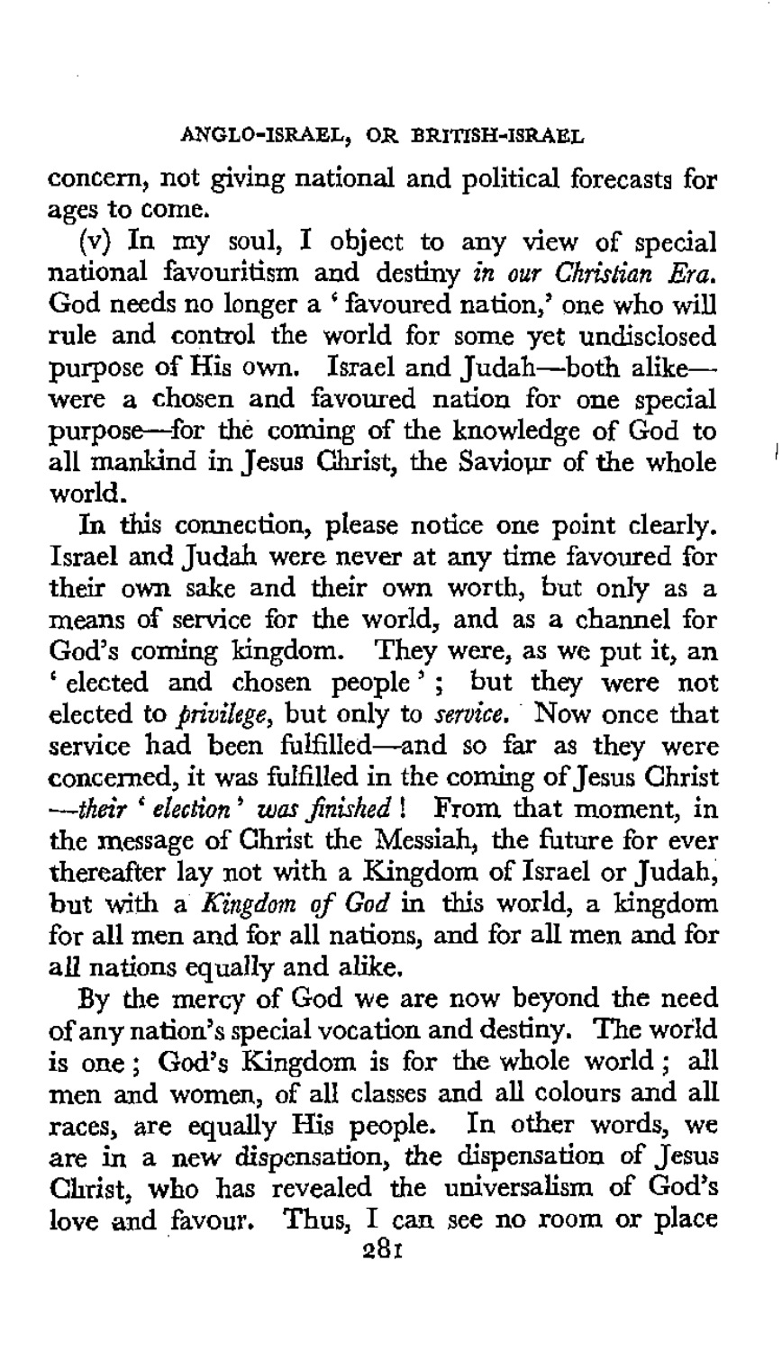concern, not giving national and political forecasts for ages to come.

(v) In my soul, I object to any view of special national favouritism and destiny *in our Christian Era.* God needs no longer a 'favoured nation,' one who will rule and control the world for some yet undisclosed purpose of His own. Israel and Judah—both alike—were a chosen and favoured nation for one special purpose—for the coming of the knowledge of God to all mankind in Jesus Christ, the Saviour of the whole world.

In this connection, please notice one point clearly. Israel and Judah were never at any time favoured for their own sake and their own worth, but only as a means of service for the world, and as a channel for God's coming kingdom. They were, as we put it, an 'elected and chosen people'; but they were not elected to *privilege*, but only to *service.* Now once that service had been fulfilled—and so far as they were concerned, it was fulfilled in the coming of Jesus Christ—*their 'election' was finished*! From that moment, in the message of Christ the Messiah, the future for ever thereafter lay not with a Kingdom of Israel or Judah, but with a *Kingdom of God* in this world, a kingdom for all men and for all nations, and for all men and for *all* nations equally and alike.

By the mercy of God we are now beyond the need of any nation's special vocation and destiny. The world is one; God's Kingdom is for the whole world; all men and women, of all classes and all colours and all races, are equally His people. In other words, we are in a new dispensation, the dispensation of Jesus Christ, who has revealed the universalism of God's love and favour. Thus, I can see no room or place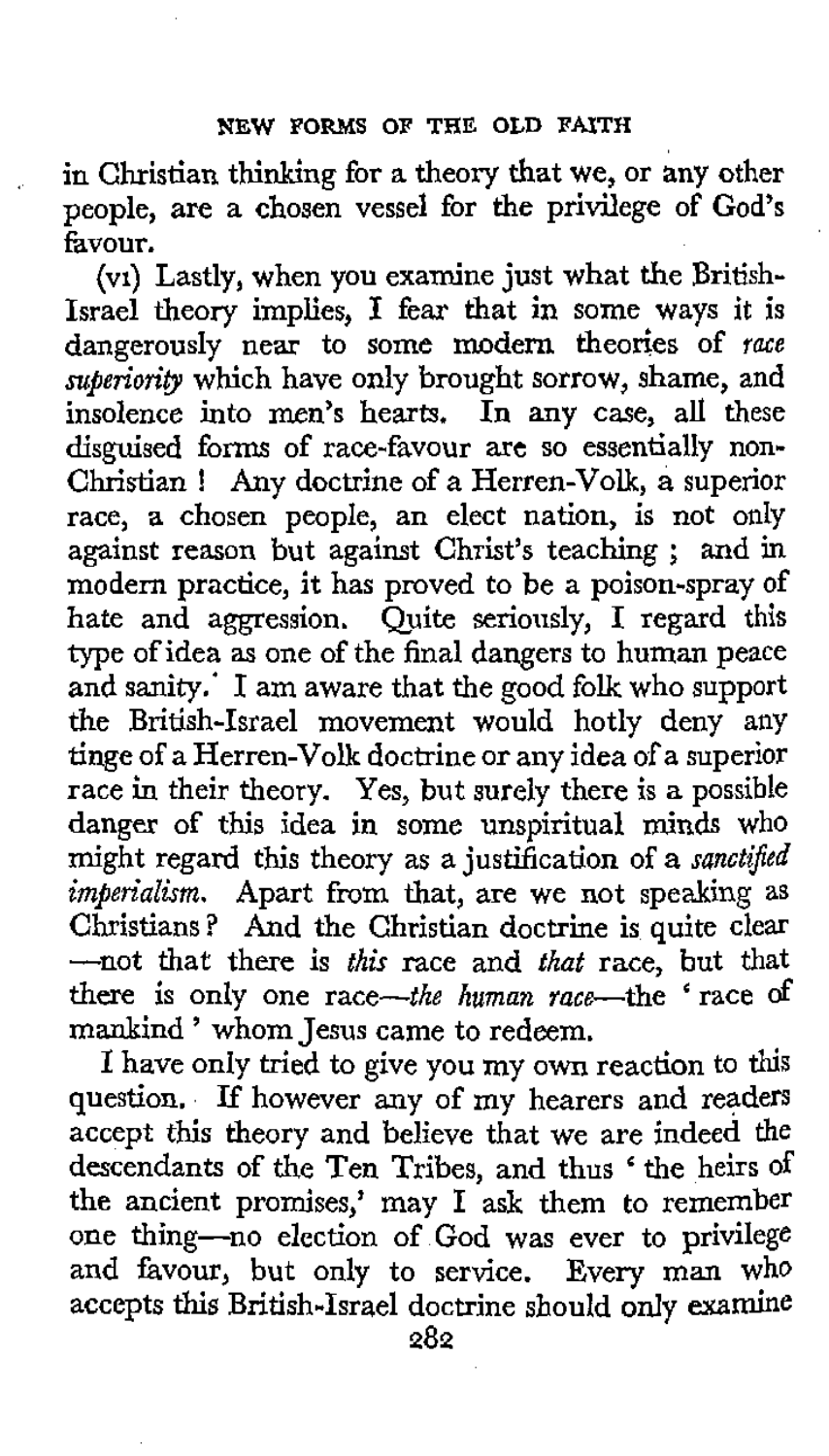in Christian thinking for a theory that we, or any other people, are a chosen vessel for the privilege of God's favour.

(vi) Lastly, when you examine just what the British-Israel theory implies, I fear that in some ways it is dangerously near to some modern theories of *race superiority* which have only brought sorrow, shame, and insolence into men's hearts. In any case, all these disguised forms of race-favour are so essentially non-Christian! Any doctrine of a Herren-Volk, a superior race, a chosen people, an elect nation, is not only against reason but against Christ's teaching; and in modern practice, it has proved to be a poison-spray of hate and aggression. Quite seriously, I regard this type of idea as one of the final dangers to human peace and sanity. I am aware that the good folk who support the British-Israel movement would hotly deny any tinge of a Herren-Volk doctrine or any idea of a superior race in their theory. Yes, but surely there is a possible danger of this idea in some unspiritual minds who might regard this theory as a justification of a *sanctified imperialism*. Apart from that, are we not speaking as Christians? And the Christian doctrine is quite clear—not that there is *this* race and *that* race, but that there is only one race—*the human race*—the 'race of mankind' whom Jesus came to redeem.

I have only tried to give you my own reaction to this question. If however any of my hearers and readers accept this theory and believe that we are indeed the descendants of the Ten Tribes, and thus 'the heirs of the ancient promises,' may I ask them to remember one thing—no election of God was ever to privilege and favour, but only to service. Every man who accepts this British-Israel doctrine should only examine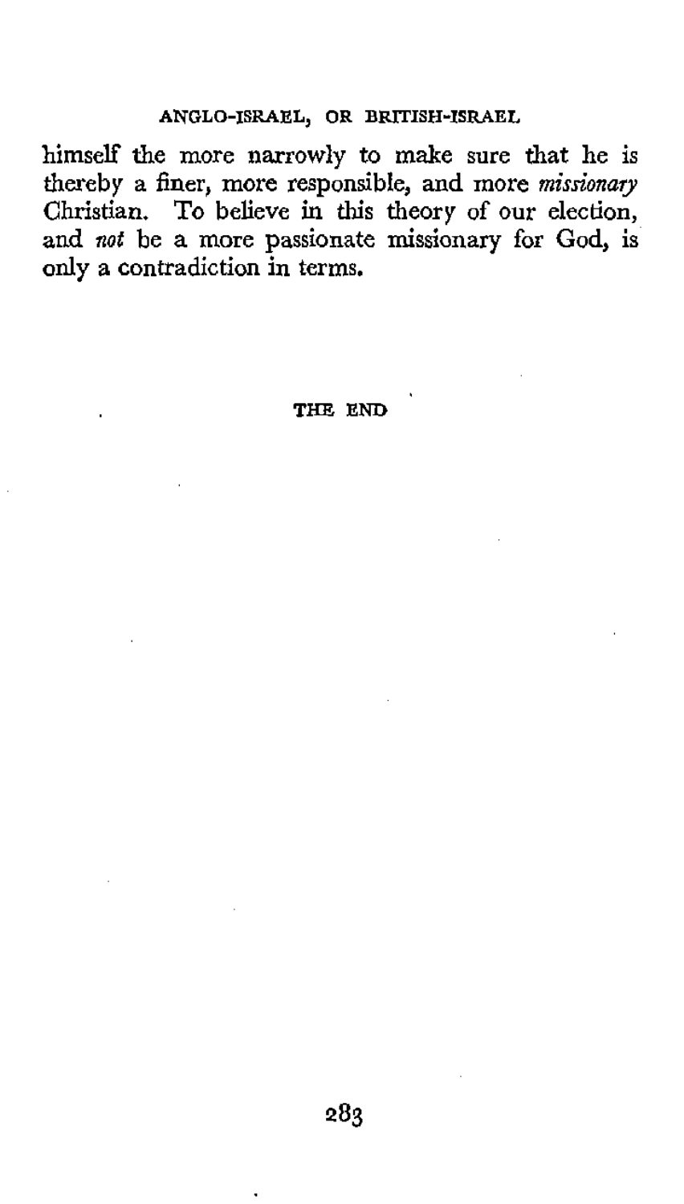himself the more narrowly to make sure that he is thereby a finer, more responsible, and more *missionary* Christian. To believe in this theory of our election, and *not* be a more passionate missionary for God, is only a contradiction in terms.

THE END